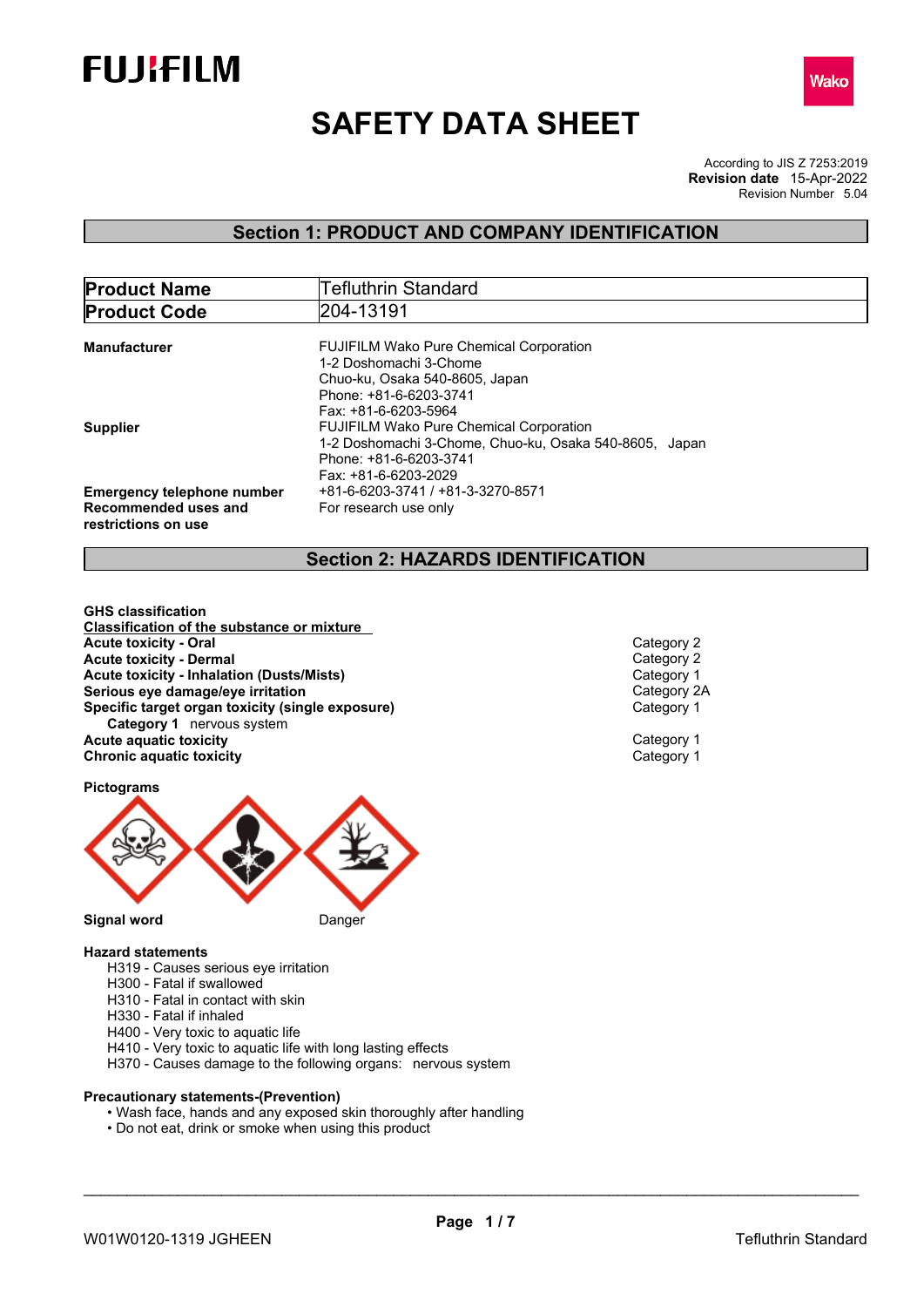FUJIFILM

Wako

# SAFETY DATA SHEET

According to JIS Z 7253:2019
**Revision date** 15-Apr-2022
Revision Number 5.04

## Section 1: PRODUCT AND COMPANY IDENTIFICATION

| | |
|---|---|
| **Product Name** | Tefluthrin Standard |
| **Product Code** | 204-13191 |

**Manufacturer**
FUJIFILM Wako Pure Chemical Corporation
1-2 Doshomachi 3-Chome
Chuo-ku, Osaka 540-8605, Japan
Phone: +81-6-6203-3741
Fax: +81-6-6203-5964

**Supplier**
FUJIFILM Wako Pure Chemical Corporation
1-2 Doshomachi 3-Chome, Chuo-ku, Osaka 540-8605, Japan
Phone: +81-6-6203-3741
Fax: +81-6-6203-2029

**Emergency telephone number** +81-6-6203-3741 / +81-3-3270-8571

**Recommended uses and restrictions on use** For research use only

## Section 2: HAZARDS IDENTIFICATION

**GHS classification**

**Classification of the substance or mixture**

| | |
|---|---|
| **Acute toxicity - Oral** | Category 2 |
| **Acute toxicity - Dermal** | Category 2 |
| **Acute toxicity - Inhalation (Dusts/Mists)** | Category 1 |
| **Serious eye damage/eye irritation** | Category 2A |
| **Specific target organ toxicity (single exposure)** | Category 1 |
| **Category 1** nervous system | |
| **Acute aquatic toxicity** | Category 1 |
| **Chronic aquatic toxicity** | Category 1 |

**Pictograms**

**Signal word** Danger

**Hazard statements**
- H319 - Causes serious eye irritation
- H300 - Fatal if swallowed
- H310 - Fatal in contact with skin
- H330 - Fatal if inhaled
- H400 - Very toxic to aquatic life
- H410 - Very toxic to aquatic life with long lasting effects
- H370 - Causes damage to the following organs: nervous system

**Precautionary statements-(Prevention)**
- Wash face, hands and any exposed skin thoroughly after handling
- Do not eat, drink or smoke when using this product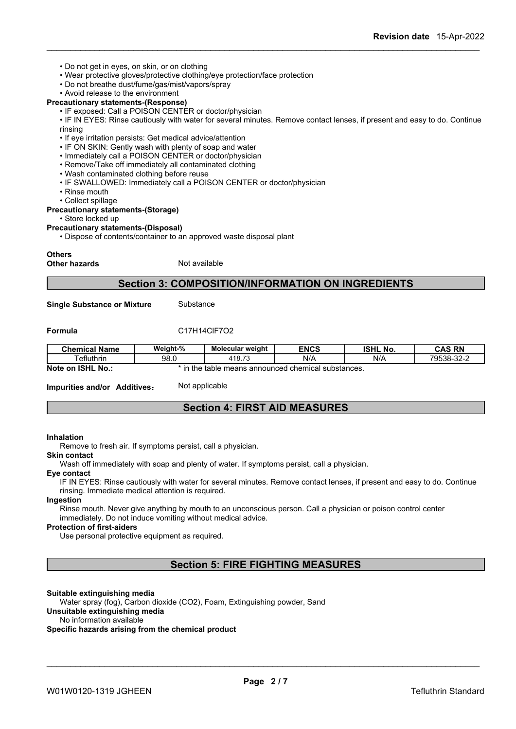- Do not get in eyes, on skin, or on clothing
- Wear protective gloves/protective clothing/eye protection/face protection
- Do not breathe dust/fume/gas/mist/vapors/spray
- Avoid release to the environment

**Precautionary statements-(Response)**

- IF exposed: Call a POISON CENTER or doctor/physician
- IF IN EYES: Rinse cautiously with water for several minutes. Remove contact lenses, if present and easy to do. Continue rinsing
- If eye irritation persists: Get medical advice/attention
- IF ON SKIN: Gently wash with plenty of soap and water
- Immediately call a POISON CENTER or doctor/physician
- Remove/Take off immediately all contaminated clothing
- Wash contaminated clothing before reuse
- IF SWALLOWED: Immediately call a POISON CENTER or doctor/physician
- Rinse mouth
- Collect spillage

**Precautionary statements-(Storage)**

- Store locked up

**Precautionary statements-(Disposal)**

- Dispose of contents/container to an approved waste disposal plant

**Others**

**Other hazards** Not available

## Section 3: COMPOSITION/INFORMATION ON INGREDIENTS

**Single Substance or Mixture** Substance

**Formula** C17H14ClF7O2

| Chemical Name | Weight-% | Molecular weight | ENCS | ISHL No. | CAS RN |
|---|---|---|---|---|---|
| Tefluthrin | 98.0 | 418.73 | N/A | N/A | 79538-32-2 |

**Note on ISHL No.:** * in the table means announced chemical substances.

**Impurities and/or Additives:** Not applicable

## Section 4: FIRST AID MEASURES

**Inhalation**

Remove to fresh air. If symptoms persist, call a physician.

**Skin contact**

Wash off immediately with soap and plenty of water. If symptoms persist, call a physician.

**Eye contact**

IF IN EYES: Rinse cautiously with water for several minutes. Remove contact lenses, if present and easy to do. Continue rinsing. Immediate medical attention is required.

**Ingestion**

Rinse mouth. Never give anything by mouth to an unconscious person. Call a physician or poison control center immediately. Do not induce vomiting without medical advice.

**Protection of first-aiders**

Use personal protective equipment as required.

## Section 5: FIRE FIGHTING MEASURES

**Suitable extinguishing media**

Water spray (fog), Carbon dioxide ($CO_2$), Foam, Extinguishing powder, Sand

**Unsuitable extinguishing media**

No information available

**Specific hazards arising from the chemical product**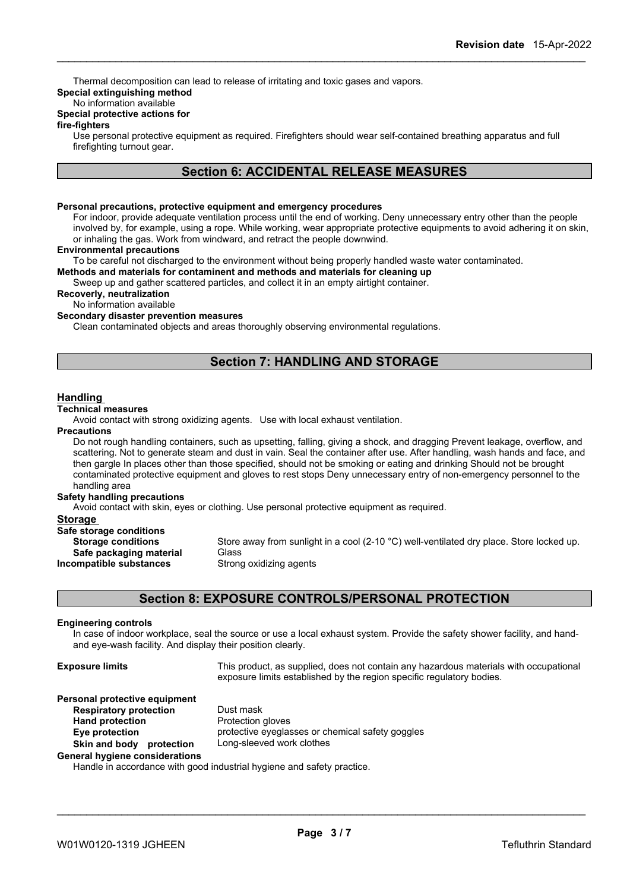Thermal decomposition can lead to release of irritating and toxic gases and vapors.

**Special extinguishing method**

No information available

**Special protective actions for fire-fighters**

Use personal protective equipment as required. Firefighters should wear self-contained breathing apparatus and full firefighting turnout gear.

## Section 6: ACCIDENTAL RELEASE MEASURES

**Personal precautions, protective equipment and emergency procedures**

For indoor, provide adequate ventilation process until the end of working. Deny unnecessary entry other than the people involved by, for example, using a rope. While working, wear appropriate protective equipments to avoid adhering it on skin, or inhaling the gas. Work from windward, and retract the people downwind.

**Environmental precautions**

To be careful not discharged to the environment without being properly handled waste water contaminated.

**Methods and materials for contaminent and methods and materials for cleaning up**

Sweep up and gather scattered particles, and collect it in an empty airtight container.

**Recoverly, neutralization**

No information available

**Secondary disaster prevention measures**

Clean contaminated objects and areas thoroughly observing environmental regulations.

## Section 7: HANDLING AND STORAGE

### Handling

**Technical measures**

Avoid contact with strong oxidizing agents. Use with local exhaust ventilation.

**Precautions**

Do not rough handling containers, such as upsetting, falling, giving a shock, and dragging Prevent leakage, overflow, and scattering. Not to generate steam and dust in vain. Seal the container after use. After handling, wash hands and face, and then gargle In places other than those specified, should not be smoking or eating and drinking Should not be brought contaminated protective equipment and gloves to rest stops Deny unnecessary entry of non-emergency personnel to the handling area

**Safety handling precautions**

Avoid contact with skin, eyes or clothing. Use personal protective equipment as required.

### Storage

**Safe storage conditions**

| | |
|---|---|
| **Storage conditions** | Store away from sunlight in a cool (2-10 °C) well-ventilated dry place. Store locked up. |
| **Safe packaging material** | Glass |
| **Incompatible substances** | Strong oxidizing agents |

## Section 8: EXPOSURE CONTROLS/PERSONAL PROTECTION

**Engineering controls**

In case of indoor workplace, seal the source or use a local exhaust system. Provide the safety shower facility, and hand- and eye-wash facility. And display their position clearly.

| | |
|---|---|
| **Exposure limits** | This product, as supplied, does not contain any hazardous materials with occupational exposure limits established by the region specific regulatory bodies. |

**Personal protective equipment**

| | |
|---|---|
| **Respiratory protection** | Dust mask |
| **Hand protection** | Protection gloves |
| **Eye protection** | protective eyeglasses or chemical safety goggles |
| **Skin and body protection** | Long-sleeved work clothes |

**General hygiene considerations**

Handle in accordance with good industrial hygiene and safety practice.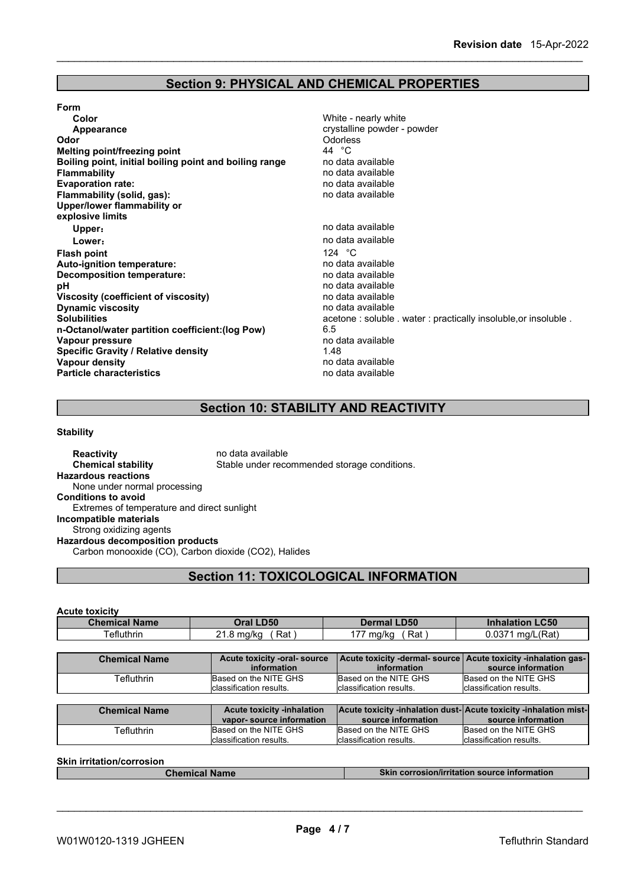## Section 9: PHYSICAL AND CHEMICAL PROPERTIES

**Form**

| | |
|---|---|
| **Color** | White - nearly white |
| **Appearance** | crystalline powder - powder |
| **Odor** | Odorless |
| **Melting point/freezing point** | 44 °C |
| **Boiling point, initial boiling point and boiling range** | no data available |
| **Flammability** | no data available |
| **Evaporation rate:** | no data available |
| **Flammability (solid, gas):** | no data available |
| **Upper/lower flammability or explosive limits** | |
| **Upper:** | no data available |
| **Lower:** | no data available |
| **Flash point** | 124 °C |
| **Auto-ignition temperature:** | no data available |
| **Decomposition temperature:** | no data available |
| **pH** | no data available |
| **Viscosity (coefficient of viscosity)** | no data available |
| **Dynamic viscosity** | no data available |
| **Solubilities** | acetone : soluble . water : practically insoluble,or insoluble . |
| **n-Octanol/water partition coefficient:(log Pow)** | 6.5 |
| **Vapour pressure** | no data available |
| **Specific Gravity / Relative density** | 1.48 |
| **Vapour density** | no data available |
| **Particle characteristics** | no data available |

## Section 10: STABILITY AND REACTIVITY

**Stability**

**Reactivity** no data available
**Chemical stability** Stable under recommended storage conditions.

**Hazardous reactions**
None under normal processing

**Conditions to avoid**
Extremes of temperature and direct sunlight

**Incompatible materials**
Strong oxidizing agents

**Hazardous decomposition products**
Carbon monooxide (CO), Carbon dioxide ($CO_2$), Halides

## Section 11: TOXICOLOGICAL INFORMATION

**Acute toxicity**

| Chemical Name | Oral LD50 | Dermal LD50 | Inhalation LC50 |
|---|---|---|---|
| Tefluthrin | 21.8 mg/kg ( Rat ) | 177 mg/kg ( Rat ) | 0.0371 mg/L(Rat) |

| Chemical Name | Acute toxicity -oral- source information | Acute toxicity -dermal- source information | Acute toxicity -inhalation gas- source information |
|---|---|---|---|
| Tefluthrin | Based on the NITE GHS classification results. | Based on the NITE GHS classification results. | Based on the NITE GHS classification results. |

| Chemical Name | Acute toxicity -inhalation vapor- source information | Acute toxicity -inhalation dust- source information | Acute toxicity -inhalation mist- source information |
|---|---|---|---|
| Tefluthrin | Based on the NITE GHS classification results. | Based on the NITE GHS classification results. | Based on the NITE GHS classification results. |

**Skin irritation/corrosion**

| Chemical Name | Skin corrosion/irritation source information |
|---|---|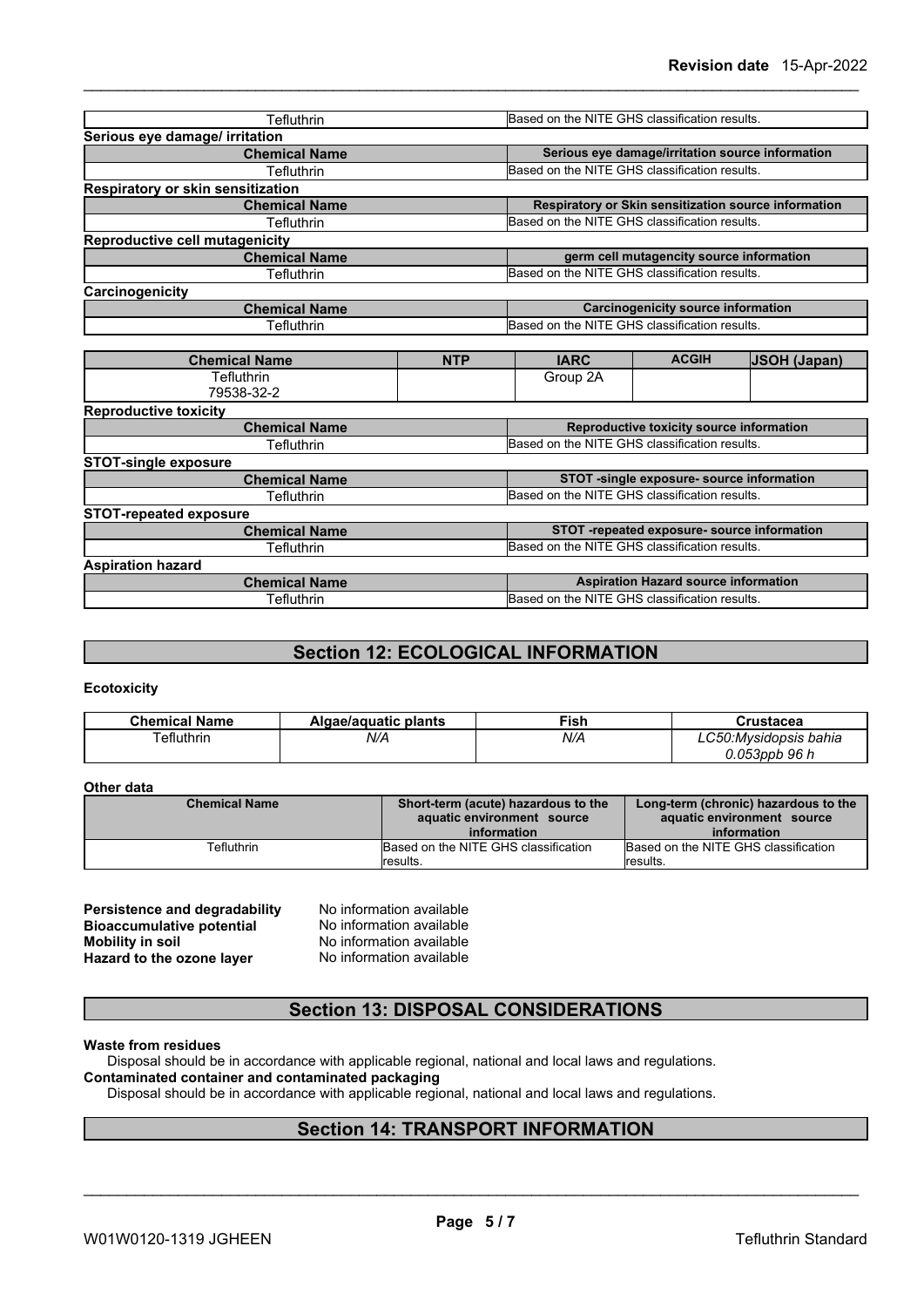| | |
|---|---|
| Tefluthrin | Based on the NITE GHS classification results. |

**Serious eye damage/ irritation**

| Chemical Name | Serious eye damage/irritation source information |
|---|---|
| Tefluthrin | Based on the NITE GHS classification results. |

**Respiratory or skin sensitization**

| Chemical Name | Respiratory or Skin sensitization source information |
|---|---|
| Tefluthrin | Based on the NITE GHS classification results. |

**Reproductive cell mutagenicity**

| Chemical Name | germ cell mutagencity source information |
|---|---|
| Tefluthrin | Based on the NITE GHS classification results. |

**Carcinogenicity**

| Chemical Name | Carcinogenicity source information |
|---|---|
| Tefluthrin | Based on the NITE GHS classification results. |

| Chemical Name | NTP | IARC | ACGIH | JSOH (Japan) |
|---|---|---|---|---|
| Tefluthrin 79538-32-2 | | Group 2A | | |

**Reproductive toxicity**

| Chemical Name | Reproductive toxicity source information |
|---|---|
| Tefluthrin | Based on the NITE GHS classification results. |

**STOT-single exposure**

| Chemical Name | STOT -single exposure- source information |
|---|---|
| Tefluthrin | Based on the NITE GHS classification results. |

**STOT-repeated exposure**

| Chemical Name | STOT -repeated exposure- source information |
|---|---|
| Tefluthrin | Based on the NITE GHS classification results. |

**Aspiration hazard**

| Chemical Name | Aspiration Hazard source information |
|---|---|
| Tefluthrin | Based on the NITE GHS classification results. |

## Section 12: ECOLOGICAL INFORMATION

**Ecotoxicity**

| Chemical Name | Algae/aquatic plants | Fish | Crustacea |
|---|---|---|---|
| Tefluthrin | *N/A* | *N/A* | *LC50:Mysidopsis bahia 0.053ppb 96 h* |

**Other data**

| Chemical Name | Short-term (acute) hazardous to the aquatic environment source information | Long-term (chronic) hazardous to the aquatic environment source information |
|---|---|---|
| Tefluthrin | Based on the NITE GHS classification results. | Based on the NITE GHS classification results. |

**Persistence and degradability** No information available
**Bioaccumulative potential** No information available
**Mobility in soil** No information available
**Hazard to the ozone layer** No information available

## Section 13: DISPOSAL CONSIDERATIONS

**Waste from residues**

Disposal should be in accordance with applicable regional, national and local laws and regulations.

**Contaminated container and contaminated packaging**

Disposal should be in accordance with applicable regional, national and local laws and regulations.

## Section 14: TRANSPORT INFORMATION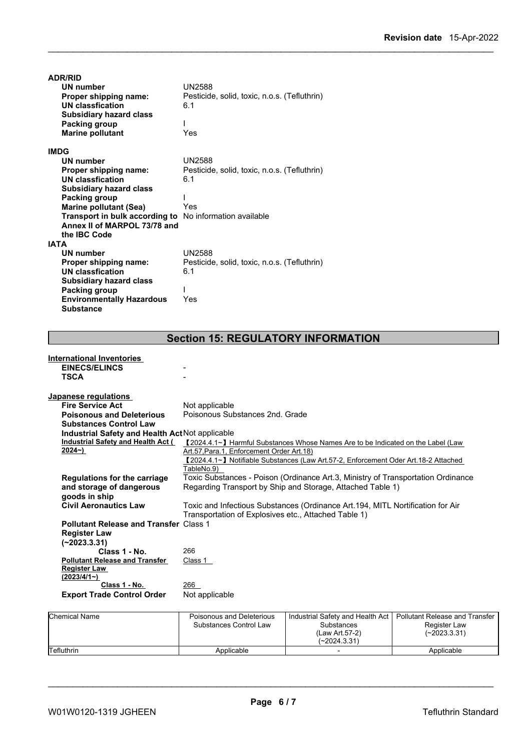**ADR/RID**

| | |
|---|---|
| **UN number** | UN2588 |
| **Proper shipping name:** | Pesticide, solid, toxic, n.o.s. (Tefluthrin) |
| **UN classfication** | 6.1 |
| **Subsidiary hazard class** | |
| **Packing group** | I |
| **Marine pollutant** | Yes |

**IMDG**

| | |
|---|---|
| **UN number** | UN2588 |
| **Proper shipping name:** | Pesticide, solid, toxic, n.o.s. (Tefluthrin) |
| **UN classfication** | 6.1 |
| **Subsidiary hazard class** | |
| **Packing group** | I |
| **Marine pollutant (Sea)** | Yes |
| **Transport in bulk according to Annex II of MARPOL 73/78 and the IBC Code** | No information available |

**IATA**

| | |
|---|---|
| **UN number** | UN2588 |
| **Proper shipping name:** | Pesticide, solid, toxic, n.o.s. (Tefluthrin) |
| **UN classfication** | 6.1 |
| **Subsidiary hazard class** | |
| **Packing group** | I |
| **Environmentally Hazardous Substance** | Yes |

## Section 15: REGULATORY INFORMATION

**International Inventories**

| | |
|---|---|
| **EINECS/ELINCS** | - |
| **TSCA** | - |

**Japanese regulations**

| | |
|---|---|
| **Fire Service Act** | Not applicable |
| **Poisonous and Deleterious Substances Control Law** | Poisonous Substances 2nd. Grade |
| **Industrial Safety and Health Act** | Not applicable |
| **Industrial Safety and Health Act (2024~)** | 【2024.4.1~】Harmful Substances Whose Names Are to be Indicated on the Label (Law Art.57,Para.1, Enforcement Order Art.18)<br>【2024.4.1~】Notifiable Substances (Law Art.57-2, Enforcement Oder Art.18-2 Attached TableNo.9) |
| **Regulations for the carriage and storage of dangerous goods in ship** | Toxic Substances - Poison (Ordinance Art.3, Ministry of Transportation Ordinance Regarding Transport by Ship and Storage, Attached Table 1) |
| **Civil Aeronautics Law** | Toxic and Infectious Substances (Ordinance Art.194, MITL Nortification for Air Transportation of Explosives etc., Attached Table 1) |
| **Pollutant Release and Transfer Register Law (~2023.3.31)** | Class 1 |
| **Class 1 - No.** | 266 |
| **Pollutant Release and Transfer Register Law (2023/4/1~)** | Class 1 |
| **Class 1 - No.** | 266 |
| **Export Trade Control Order** | Not applicable |

| Chemical Name | Poisonous and Deleterious Substances Control Law | Industrial Safety and Health Act Substances (Law Art.57-2) (~2024.3.31) | Pollutant Release and Transfer Register Law (~2023.3.31) |
|---|---|---|---|
| Tefluthrin | Applicable | - | Applicable |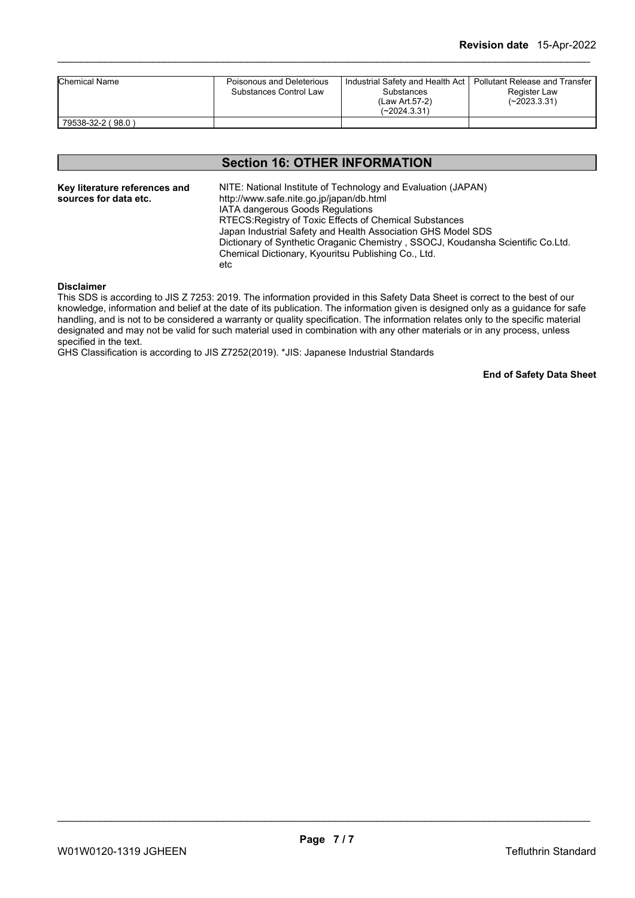| Chemical Name | Poisonous and Deleterious Substances Control Law | Industrial Safety and Health Act Substances (Law Art.57-2) (~2024.3.31) | Pollutant Release and Transfer Register Law (~2023.3.31) |
| --- | --- | --- | --- |
| 79538-32-2 ( 98.0 ) | | | |

## Section 16: OTHER INFORMATION

**Key literature references and sources for data etc.**

NITE: National Institute of Technology and Evaluation (JAPAN)
http://www.safe.nite.go.jp/japan/db.html
IATA dangerous Goods Regulations
RTECS:Registry of Toxic Effects of Chemical Substances
Japan Industrial Safety and Health Association GHS Model SDS
Dictionary of Synthetic Oraganic Chemistry , SSOCJ, Koudansha Scientific Co.Ltd.
Chemical Dictionary, Kyouritsu Publishing Co., Ltd.
etc

**Disclaimer**

This SDS is according to JIS Z 7253: 2019. The information provided in this Safety Data Sheet is correct to the best of our knowledge, information and belief at the date of its publication. The information given is designed only as a guidance for safe handling, and is not to be considered a warranty or quality specification. The information relates only to the specific material designated and may not be valid for such material used in combination with any other materials or in any process, unless specified in the text.
GHS Classification is according to JIS Z7252(2019). *JIS: Japanese Industrial Standards

**End of Safety Data Sheet**